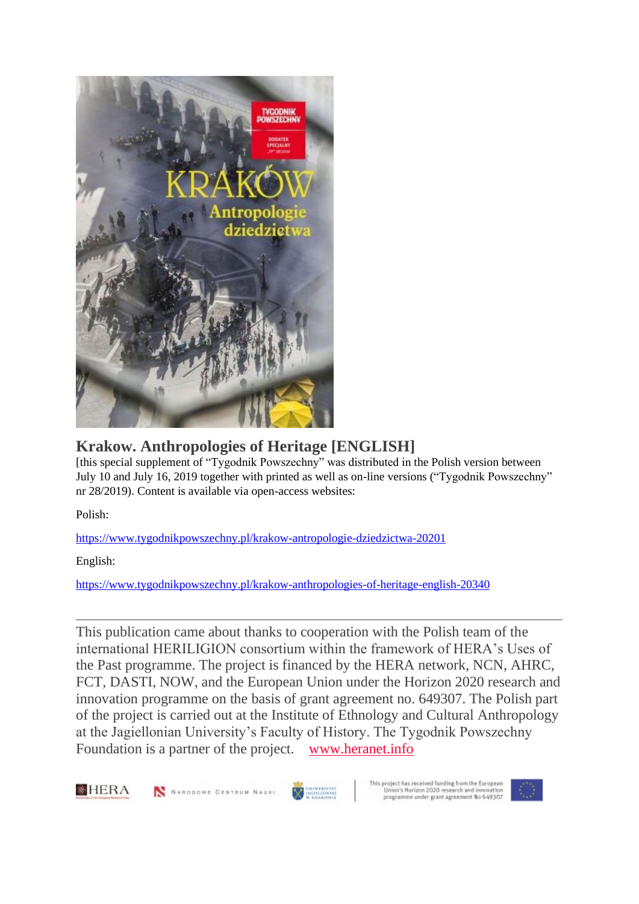# Krakow. Anthropologies of Heritage [ENGLISH]

[this special supplement of "Tygodnik Powszechny" was distributed in the Polish version between July 10 and July 16, 2019 together with printed as well as on-line versions ("Tygodnik Powszechny" nr 28/2019). Content is available via open-access websites:

Polish:

https://www.tygodnikpowszechny.pl/krakow-antropologie-dziedzictwa-20201

English:

https://www.tygodnikpowszechny.pl/krakow-anthropologies-of-heritage-english-20340

---

This publication came about thanks to cooperation with the Polish team of the international HERILIGION consortium within the framework of HERA's Uses of the Past programme. The project is financed by the HERA network, NCN, AHRC, FCT, DASTI, NOW, and the European Union under the Horizon 2020 research and innovation programme on the basis of grant agreement no. 649307. The Polish part of the project is carried out at the Institute of Ethnology and Cultural Anthropology at the Jagiellonian University's Faculty of History. The Tygodnik Powszechny Foundation is a partner of the project. www.heranet.info

This project has received funding from the European Union's Horizon 2020 research and innovation programme under grant agreement No 649307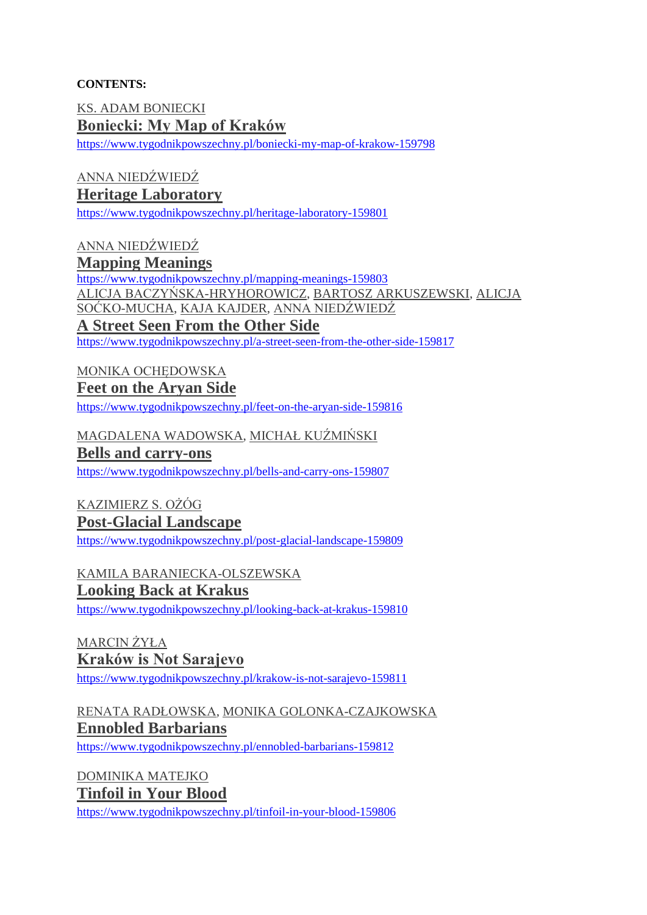**CONTENTS:**

KS. ADAM BONIECKI

**Boniecki: My Map of Kraków**

https://www.tygodnikpowszechny.pl/boniecki-my-map-of-krakow-159798

ANNA NIEDŹWIEDŹ

**Heritage Laboratory**

https://www.tygodnikpowszechny.pl/heritage-laboratory-159801

ANNA NIEDŹWIEDŹ

**Mapping Meanings**

https://www.tygodnikpowszechny.pl/mapping-meanings-159803

ALICJA BACZYŃSKA-HRYHOROWICZ, BARTOSZ ARKUSZEWSKI, ALICJA SOĆKO-MUCHA, KAJA KAJDER, ANNA NIEDŹWIEDŹ

**A Street Seen From the Other Side**

https://www.tygodnikpowszechny.pl/a-street-seen-from-the-other-side-159817

MONIKA OCHĘDOWSKA

**Feet on the Aryan Side**

https://www.tygodnikpowszechny.pl/feet-on-the-aryan-side-159816

MAGDALENA WADOWSKA, MICHAŁ KUŹMIŃSKI

**Bells and carry-ons**

https://www.tygodnikpowszechny.pl/bells-and-carry-ons-159807

KAZIMIERZ S. OŻÓG

**Post-Glacial Landscape**

https://www.tygodnikpowszechny.pl/post-glacial-landscape-159809

KAMILA BARANIECKA-OLSZEWSKA

**Looking Back at Krakus**

https://www.tygodnikpowszechny.pl/looking-back-at-krakus-159810

MARCIN ŻYŁA

**Kraków is Not Sarajevo**

https://www.tygodnikpowszechny.pl/krakow-is-not-sarajevo-159811

RENATA RADŁOWSKA, MONIKA GOLONKA-CZAJKOWSKA

**Ennobled Barbarians**

https://www.tygodnikpowszechny.pl/ennobled-barbarians-159812

DOMINIKA MATEJKO

**Tinfoil in Your Blood**

https://www.tygodnikpowszechny.pl/tinfoil-in-your-blood-159806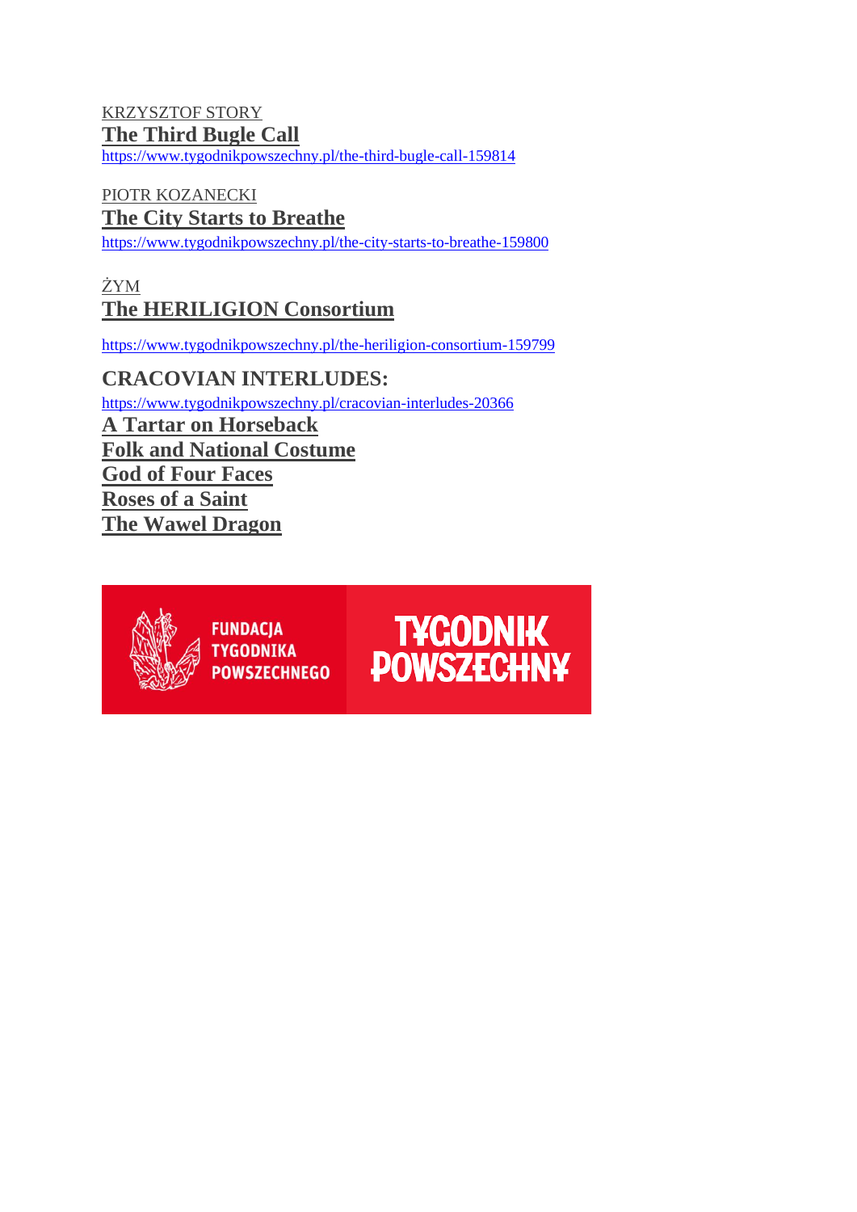KRZYSZTOF STORY

**The Third Bugle Call**

https://www.tygodnikpowszechny.pl/the-third-bugle-call-159814

PIOTR KOZANECKI

**The City Starts to Breathe**

https://www.tygodnikpowszechny.pl/the-city-starts-to-breathe-159800

ŻYM

**The HERILIGION Consortium**

https://www.tygodnikpowszechny.pl/the-heriligion-consortium-159799

**CRACOVIAN INTERLUDES:**

https://www.tygodnikpowszechny.pl/cracovian-interludes-20366

**A Tartar on Horseback**

**Folk and National Costume**

**God of Four Faces**

**Roses of a Saint**

**The Wawel Dragon**

FUNDACJA TYGODNIKA POWSZECHNEGO

TYGODNIK POWSZECHNY